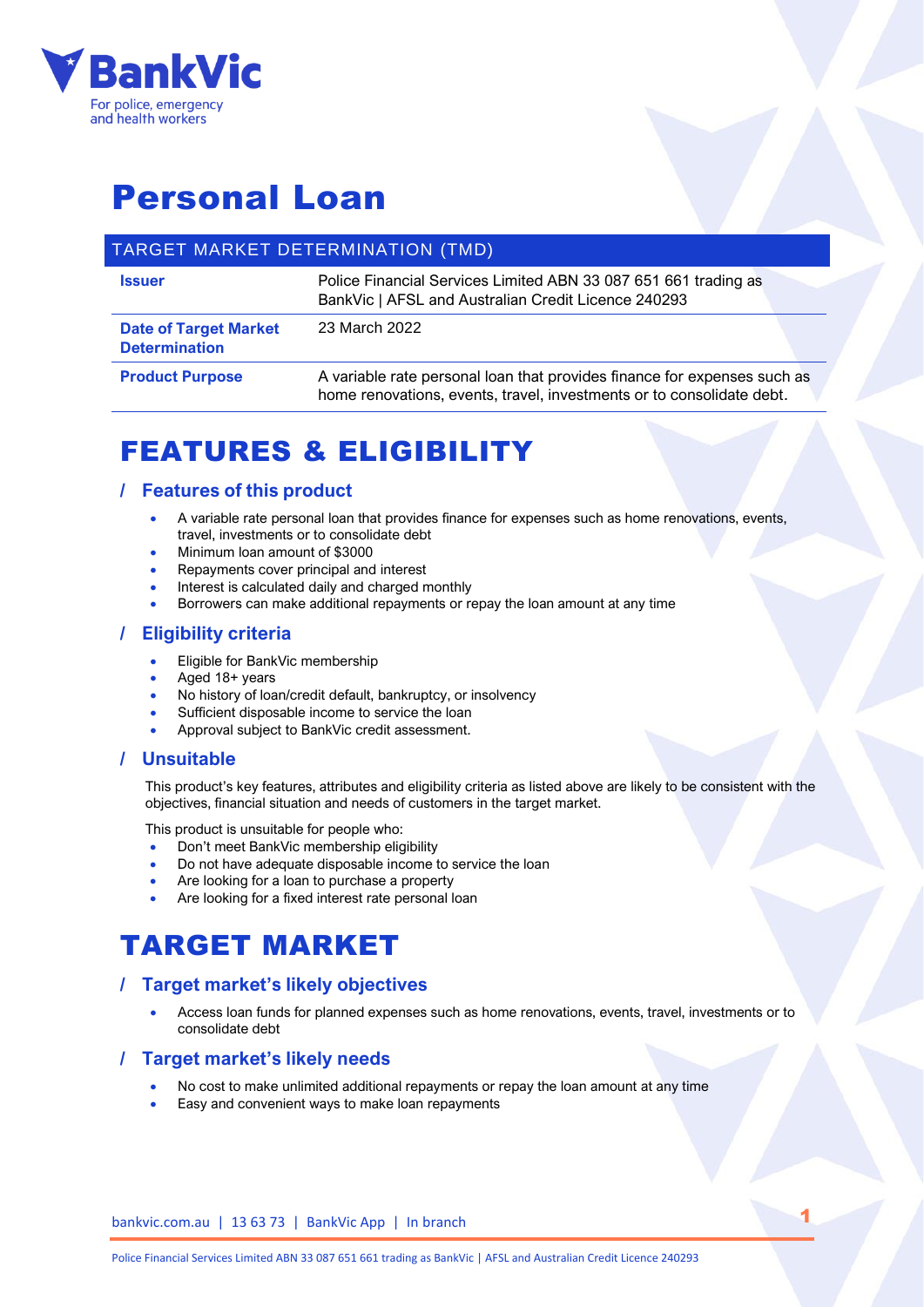BankVic
For police, emergency and health workers

# Personal Loan

| TARGET MARKET DETERMINATION (TMD) | |
|---|---|
| **Issuer** | Police Financial Services Limited ABN 33 087 651 661 trading as BankVic \| AFSL and Australian Credit Licence 240293 |
| **Date of Target Market Determination** | 23 March 2022 |
| **Product Purpose** | A variable rate personal loan that provides finance for expenses such as home renovations, events, travel, investments or to consolidate debt. |

## FEATURES & ELIGIBILITY

### / Features of this product

- A variable rate personal loan that provides finance for expenses such as home renovations, events, travel, investments or to consolidate debt
- Minimum loan amount of $3000
- Repayments cover principal and interest
- Interest is calculated daily and charged monthly
- Borrowers can make additional repayments or repay the loan amount at any time

### / Eligibility criteria

- Eligible for BankVic membership
- Aged 18+ years
- No history of loan/credit default, bankruptcy, or insolvency
- Sufficient disposable income to service the loan
- Approval subject to BankVic credit assessment.

### / Unsuitable

This product's key features, attributes and eligibility criteria as listed above are likely to be consistent with the objectives, financial situation and needs of customers in the target market.

This product is unsuitable for people who:

- Don't meet BankVic membership eligibility
- Do not have adequate disposable income to service the loan
- Are looking for a loan to purchase a property
- Are looking for a fixed interest rate personal loan

## TARGET MARKET

### / Target market's likely objectives

- Access loan funds for planned expenses such as home renovations, events, travel, investments or to consolidate debt

### / Target market's likely needs

- No cost to make unlimited additional repayments or repay the loan amount at any time
- Easy and convenient ways to make loan repayments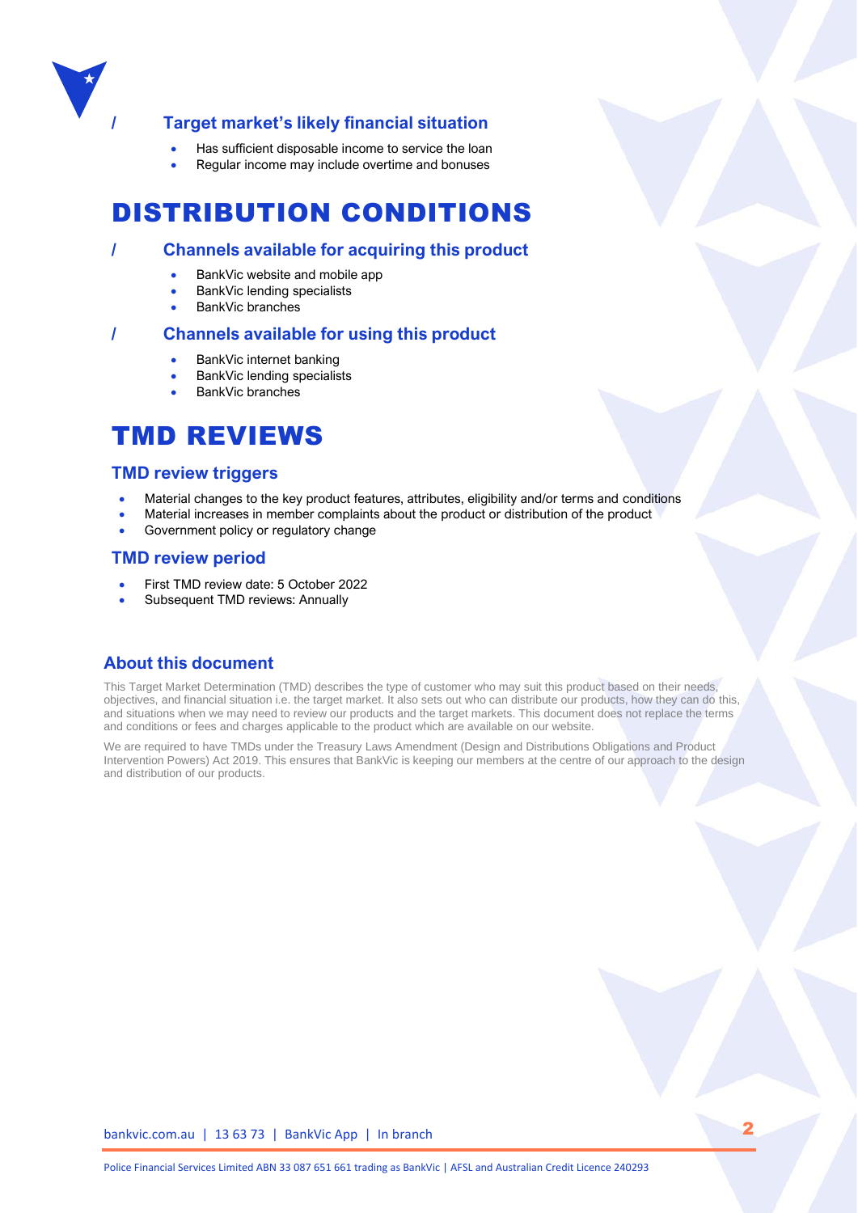### Target market's likely financial situation

- Has sufficient disposable income to service the loan
- Regular income may include overtime and bonuses

# DISTRIBUTION CONDITIONS

### Channels available for acquiring this product

- BankVic website and mobile app
- BankVic lending specialists
- BankVic branches

### Channels available for using this product

- BankVic internet banking
- BankVic lending specialists
- BankVic branches

# TMD REVIEWS

## TMD review triggers

- Material changes to the key product features, attributes, eligibility and/or terms and conditions
- Material increases in member complaints about the product or distribution of the product
- Government policy or regulatory change

## TMD review period

- First TMD review date: 5 October 2022
- Subsequent TMD reviews: Annually

## About this document

This Target Market Determination (TMD) describes the type of customer who may suit this product based on their needs, objectives, and financial situation i.e. the target market. It also sets out who can distribute our products, how they can do this, and situations when we may need to review our products and the target markets. This document does not replace the terms and conditions or fees and charges applicable to the product which are available on our website.

We are required to have TMDs under the Treasury Laws Amendment (Design and Distributions Obligations and Product Intervention Powers) Act 2019. This ensures that BankVic is keeping our members at the centre of our approach to the design and distribution of our products.